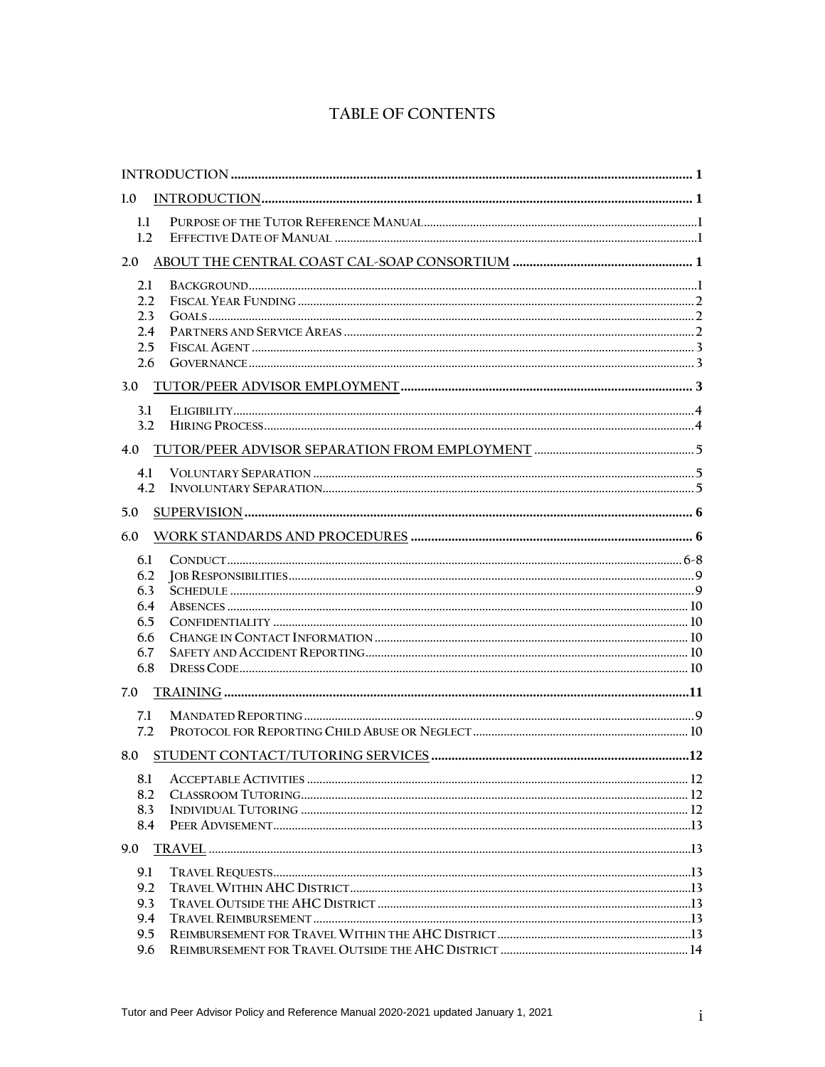# TABLE OF CONTENTS

INTRODUCTION .................................................................................................................. 1

1.0 INTRODUCTION .......................................................................................................... 1

- 1.1 PURPOSE OF THE TUTOR REFERENCE MANUAL ..................................................................... 1
- 1.2 EFFECTIVE DATE OF MANUAL ........................................................................................... 1

2.0 ABOUT THE CENTRAL COAST CAL-SOAP CONSORTIUM ............................................. 1

- 2.1 BACKGROUND .................................................................................................................. 1
- 2.2 FISCAL YEAR FUNDING ..................................................................................................... 2
- 2.3 GOALS ............................................................................................................................. 2
- 2.4 PARTNERS AND SERVICE AREAS ......................................................................................... 2
- 2.5 FISCAL AGENT .................................................................................................................. 3
- 2.6 GOVERNANCE ................................................................................................................... 3

3.0 TUTOR/PEER ADVISOR EMPLOYMENT ...................................................................... 3

- 3.1 ELIGIBILITY ...................................................................................................................... 4
- 3.2 HIRING PROCESS ............................................................................................................... 4

4.0 TUTOR/PEER ADVISOR SEPARATION FROM EMPLOYMENT ........................................ 5

- 4.1 VOLUNTARY SEPARATION .................................................................................................. 5
- 4.2 INVOLUNTARY SEPARATION ................................................................................................ 5

5.0 SUPERVISION ............................................................................................................ 6

6.0 WORK STANDARDS AND PROCEDURES ...................................................................... 6

- 6.1 CONDUCT ..................................................................................................................... 6-8
- 6.2 JOB RESPONSIBILITIES ...................................................................................................... 9
- 6.3 SCHEDULE ........................................................................................................................ 9
- 6.4 ABSENCES ....................................................................................................................... 10
- 6.5 CONFIDENTIALITY ............................................................................................................ 10
- 6.6 CHANGE IN CONTACT INFORMATION ................................................................................. 10
- 6.7 SAFETY AND ACCIDENT REPORTING ................................................................................... 10
- 6.8 DRESS CODE .................................................................................................................... 10

7.0 TRAINING ................................................................................................................ 11

- 7.1 MANDATED REPORTING ..................................................................................................... 9
- 7.2 PROTOCOL FOR REPORTING CHILD ABUSE OR NEGLECT ....................................................... 10

8.0 STUDENT CONTACT/TUTORING SERVICES .................................................................. 12

- 8.1 ACCEPTABLE ACTIVITIES .................................................................................................. 12
- 8.2 CLASSROOM TUTORING .................................................................................................... 12
- 8.3 INDIVIDUAL TUTORING ..................................................................................................... 12
- 8.4 PEER ADVISEMENT ........................................................................................................... 13

9.0 TRAVEL .................................................................................................................... 13

- 9.1 TRAVEL REQUESTS ........................................................................................................... 13
- 9.2 TRAVEL WITHIN AHC DISTRICT ......................................................................................... 13
- 9.3 TRAVEL OUTSIDE THE AHC DISTRICT ................................................................................ 13
- 9.4 TRAVEL REIMBURSEMENT .................................................................................................. 13
- 9.5 REIMBURSEMENT FOR TRAVEL WITHIN THE AHC DISTRICT ................................................. 13
- 9.6 REIMBURSEMENT FOR TRAVEL OUTSIDE THE AHC DISTRICT ................................................ 14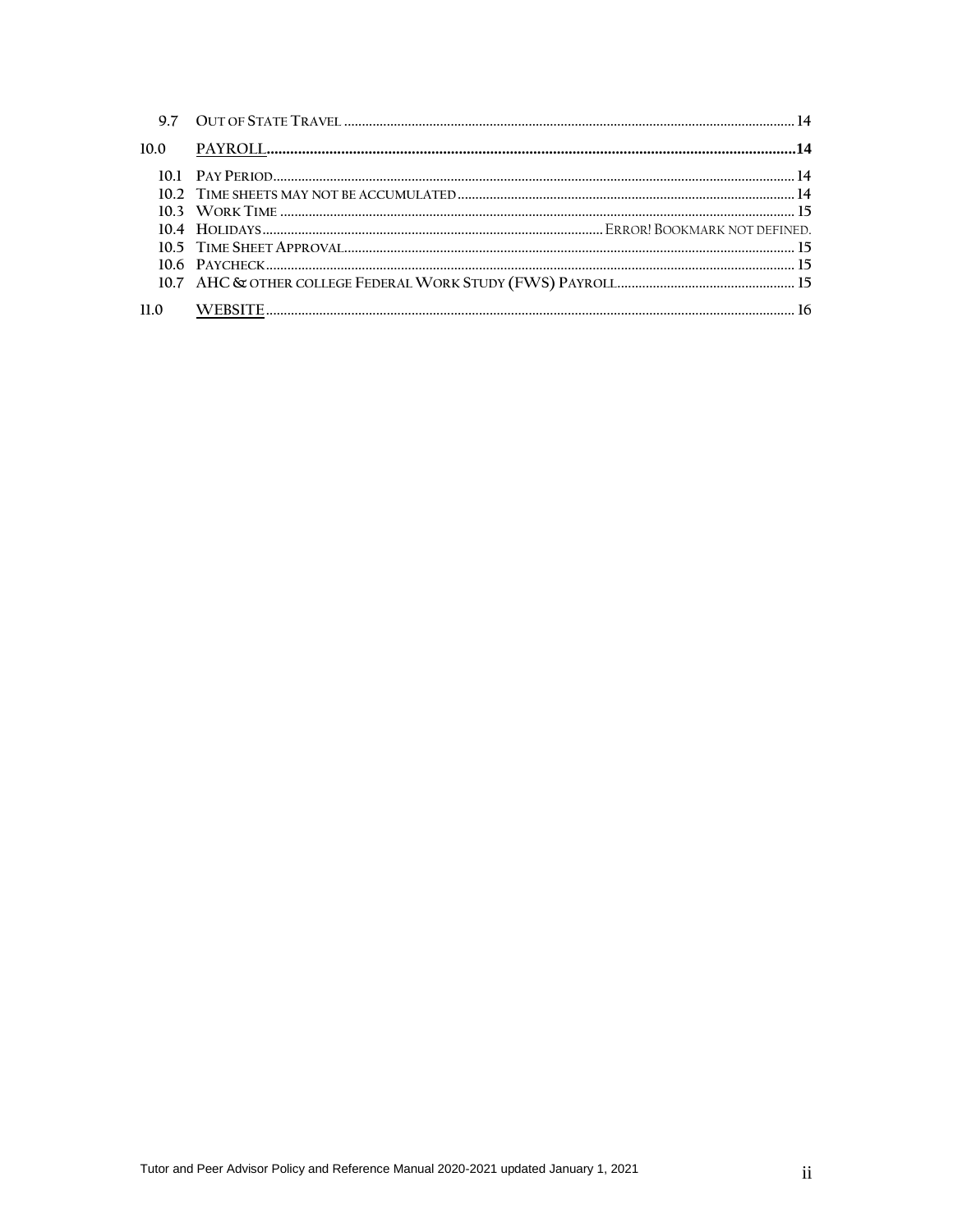9.7 OUT OF STATE TRAVEL ............................................................ 14

10.0 PAYROLL ............................................................ 14

10.1 PAY PERIOD ............................................................ 14

10.2 TIME SHEETS MAY NOT BE ACCUMULATED ............................................................ 14

10.3 WORK TIME ............................................................ 15

10.4 HOLIDAYS ............................................................ ERROR! BOOKMARK NOT DEFINED.

10.5 TIME SHEET APPROVAL ............................................................ 15

10.6 PAYCHECK ............................................................ 15

10.7 AHC & OTHER COLLEGE FEDERAL WORK STUDY (FWS) PAYROLL ............................................................ 15

11.0 WEBSITE ............................................................ 16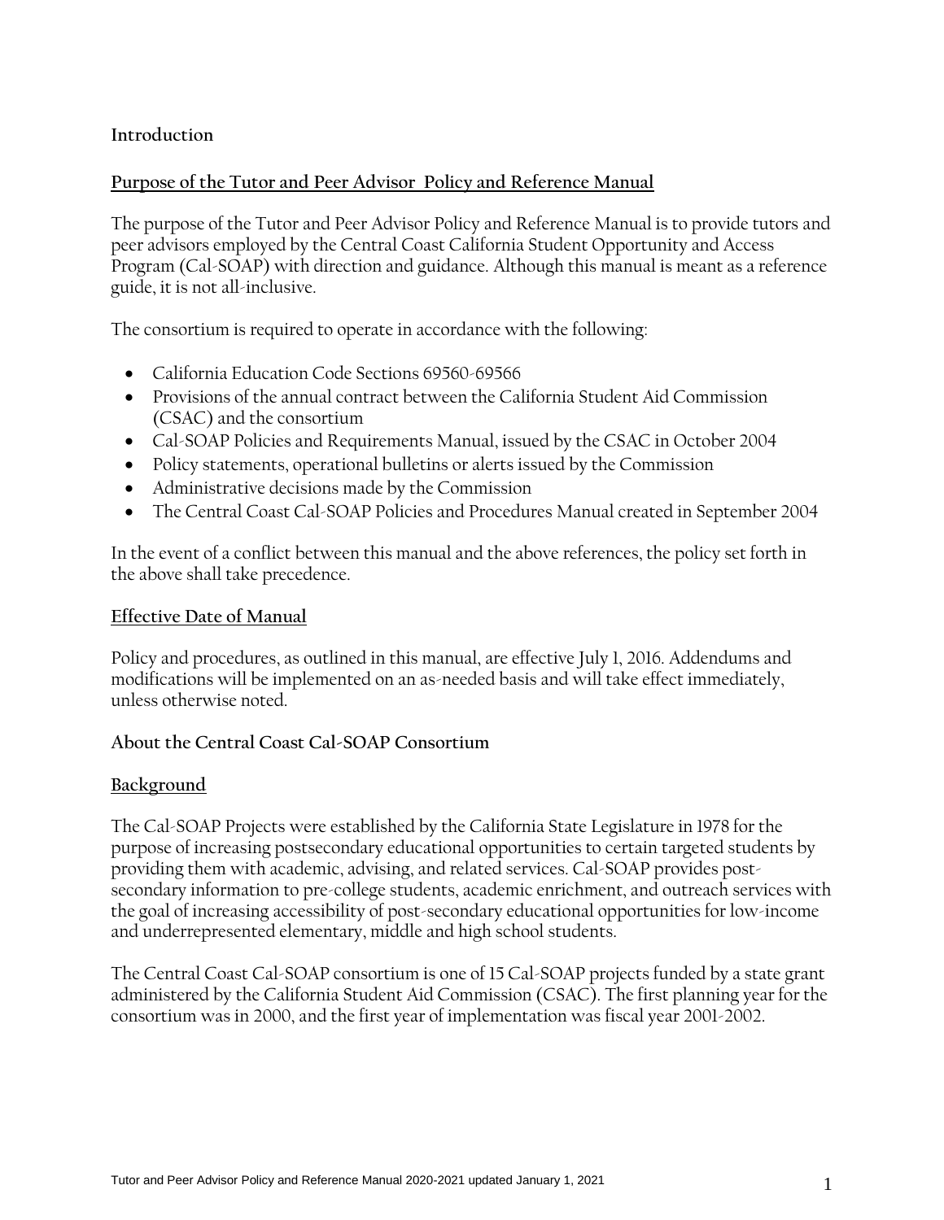## Introduction

### Purpose of the Tutor and Peer Advisor Policy and Reference Manual

The purpose of the Tutor and Peer Advisor Policy and Reference Manual is to provide tutors and peer advisors employed by the Central Coast California Student Opportunity and Access Program (Cal-SOAP) with direction and guidance. Although this manual is meant as a reference guide, it is not all-inclusive.

The consortium is required to operate in accordance with the following:

- California Education Code Sections 69560-69566
- Provisions of the annual contract between the California Student Aid Commission (CSAC) and the consortium
- Cal-SOAP Policies and Requirements Manual, issued by the CSAC in October 2004
- Policy statements, operational bulletins or alerts issued by the Commission
- Administrative decisions made by the Commission
- The Central Coast Cal-SOAP Policies and Procedures Manual created in September 2004

In the event of a conflict between this manual and the above references, the policy set forth in the above shall take precedence.

### Effective Date of Manual

Policy and procedures, as outlined in this manual, are effective July 1, 2016. Addendums and modifications will be implemented on an as-needed basis and will take effect immediately, unless otherwise noted.

## About the Central Coast Cal-SOAP Consortium

### Background

The Cal-SOAP Projects were established by the California State Legislature in 1978 for the purpose of increasing postsecondary educational opportunities to certain targeted students by providing them with academic, advising, and related services. Cal-SOAP provides post-secondary information to pre-college students, academic enrichment, and outreach services with the goal of increasing accessibility of post-secondary educational opportunities for low-income and underrepresented elementary, middle and high school students.

The Central Coast Cal-SOAP consortium is one of 15 Cal-SOAP projects funded by a state grant administered by the California Student Aid Commission (CSAC). The first planning year for the consortium was in 2000, and the first year of implementation was fiscal year 2001-2002.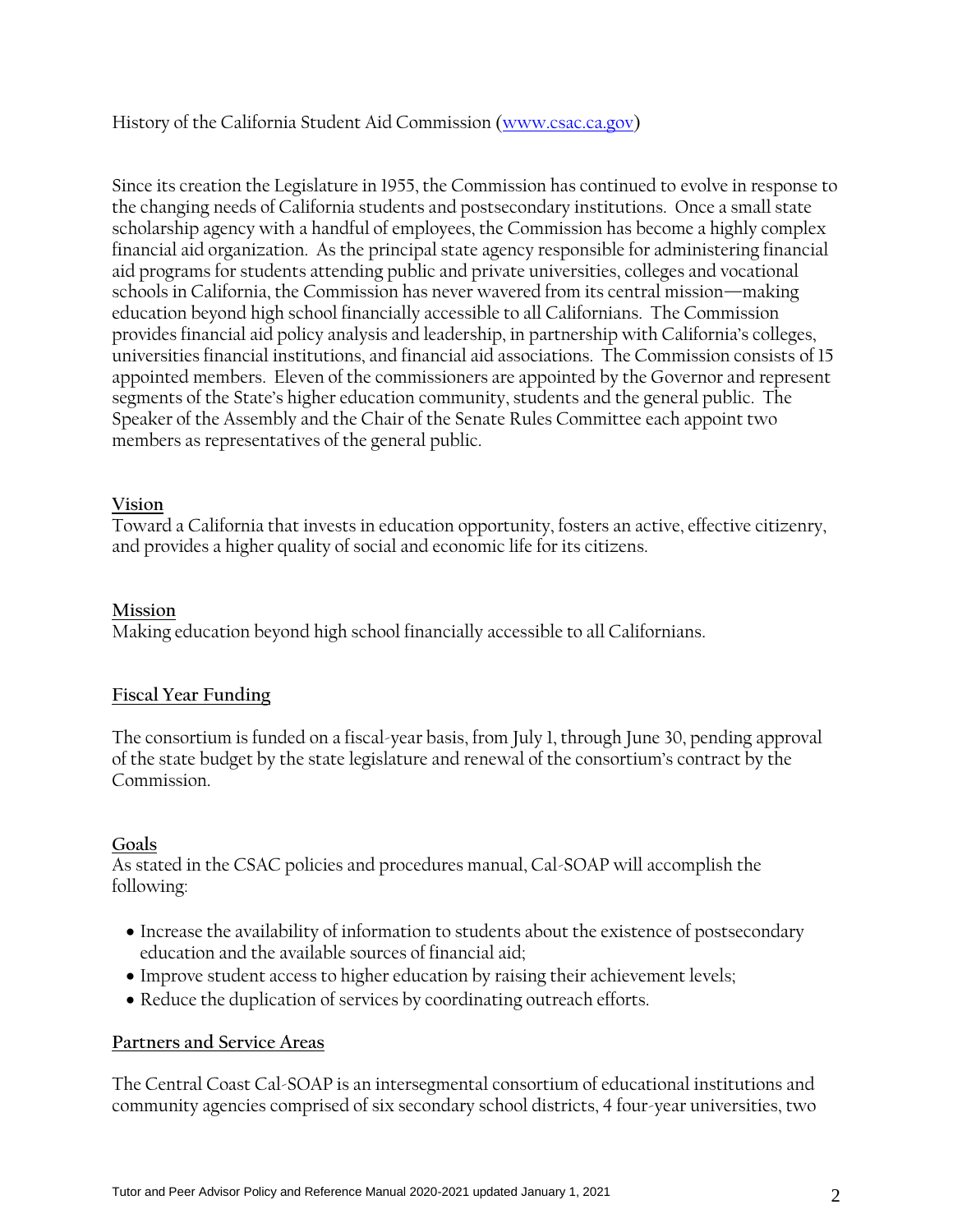History of the California Student Aid Commission ([www.csac.ca.gov](www.csac.ca.gov))

Since its creation the Legislature in 1955, the Commission has continued to evolve in response to the changing needs of California students and postsecondary institutions. Once a small state scholarship agency with a handful of employees, the Commission has become a highly complex financial aid organization. As the principal state agency responsible for administering financial aid programs for students attending public and private universities, colleges and vocational schools in California, the Commission has never wavered from its central mission—making education beyond high school financially accessible to all Californians. The Commission provides financial aid policy analysis and leadership, in partnership with California's colleges, universities financial institutions, and financial aid associations. The Commission consists of 15 appointed members. Eleven of the commissioners are appointed by the Governor and represent segments of the State's higher education community, students and the general public. The Speaker of the Assembly and the Chair of the Senate Rules Committee each appoint two members as representatives of the general public.

## Vision

Toward a California that invests in education opportunity, fosters an active, effective citizenry, and provides a higher quality of social and economic life for its citizens.

## Mission

Making education beyond high school financially accessible to all Californians.

## Fiscal Year Funding

The consortium is funded on a fiscal-year basis, from July 1, through June 30, pending approval of the state budget by the state legislature and renewal of the consortium's contract by the Commission.

## Goals

As stated in the CSAC policies and procedures manual, Cal-SOAP will accomplish the following:

- Increase the availability of information to students about the existence of postsecondary education and the available sources of financial aid;
- Improve student access to higher education by raising their achievement levels;
- Reduce the duplication of services by coordinating outreach efforts.

## Partners and Service Areas

The Central Coast Cal-SOAP is an intersegmental consortium of educational institutions and community agencies comprised of six secondary school districts, 4 four-year universities, two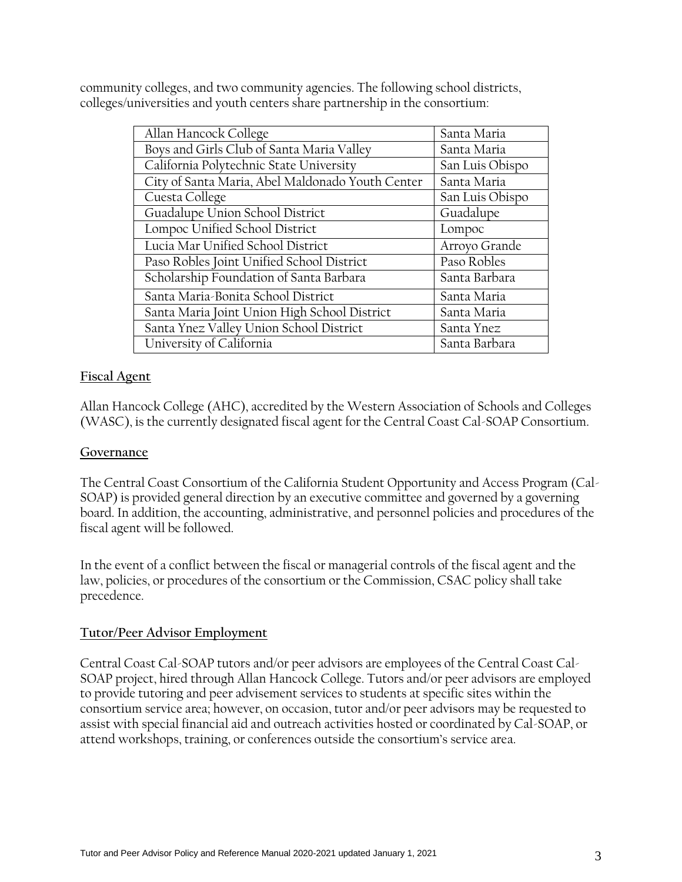community colleges, and two community agencies. The following school districts, colleges/universities and youth centers share partnership in the consortium:

| | |
|---|---|
| Allan Hancock College | Santa Maria |
| Boys and Girls Club of Santa Maria Valley | Santa Maria |
| California Polytechnic State University | San Luis Obispo |
| City of Santa Maria, Abel Maldonado Youth Center | Santa Maria |
| Cuesta College | San Luis Obispo |
| Guadalupe Union School District | Guadalupe |
| Lompoc Unified School District | Lompoc |
| Lucia Mar Unified School District | Arroyo Grande |
| Paso Robles Joint Unified School District | Paso Robles |
| Scholarship Foundation of Santa Barbara | Santa Barbara |
| Santa Maria-Bonita School District | Santa Maria |
| Santa Maria Joint Union High School District | Santa Maria |
| Santa Ynez Valley Union School District | Santa Ynez |
| University of California | Santa Barbara |

## Fiscal Agent

Allan Hancock College (AHC), accredited by the Western Association of Schools and Colleges (WASC), is the currently designated fiscal agent for the Central Coast Cal-SOAP Consortium.

## Governance

The Central Coast Consortium of the California Student Opportunity and Access Program (Cal-SOAP) is provided general direction by an executive committee and governed by a governing board. In addition, the accounting, administrative, and personnel policies and procedures of the fiscal agent will be followed.

In the event of a conflict between the fiscal or managerial controls of the fiscal agent and the law, policies, or procedures of the consortium or the Commission, CSAC policy shall take precedence.

## Tutor/Peer Advisor Employment

Central Coast Cal-SOAP tutors and/or peer advisors are employees of the Central Coast Cal-SOAP project, hired through Allan Hancock College. Tutors and/or peer advisors are employed to provide tutoring and peer advisement services to students at specific sites within the consortium service area; however, on occasion, tutor and/or peer advisors may be requested to assist with special financial aid and outreach activities hosted or coordinated by Cal-SOAP, or attend workshops, training, or conferences outside the consortium's service area.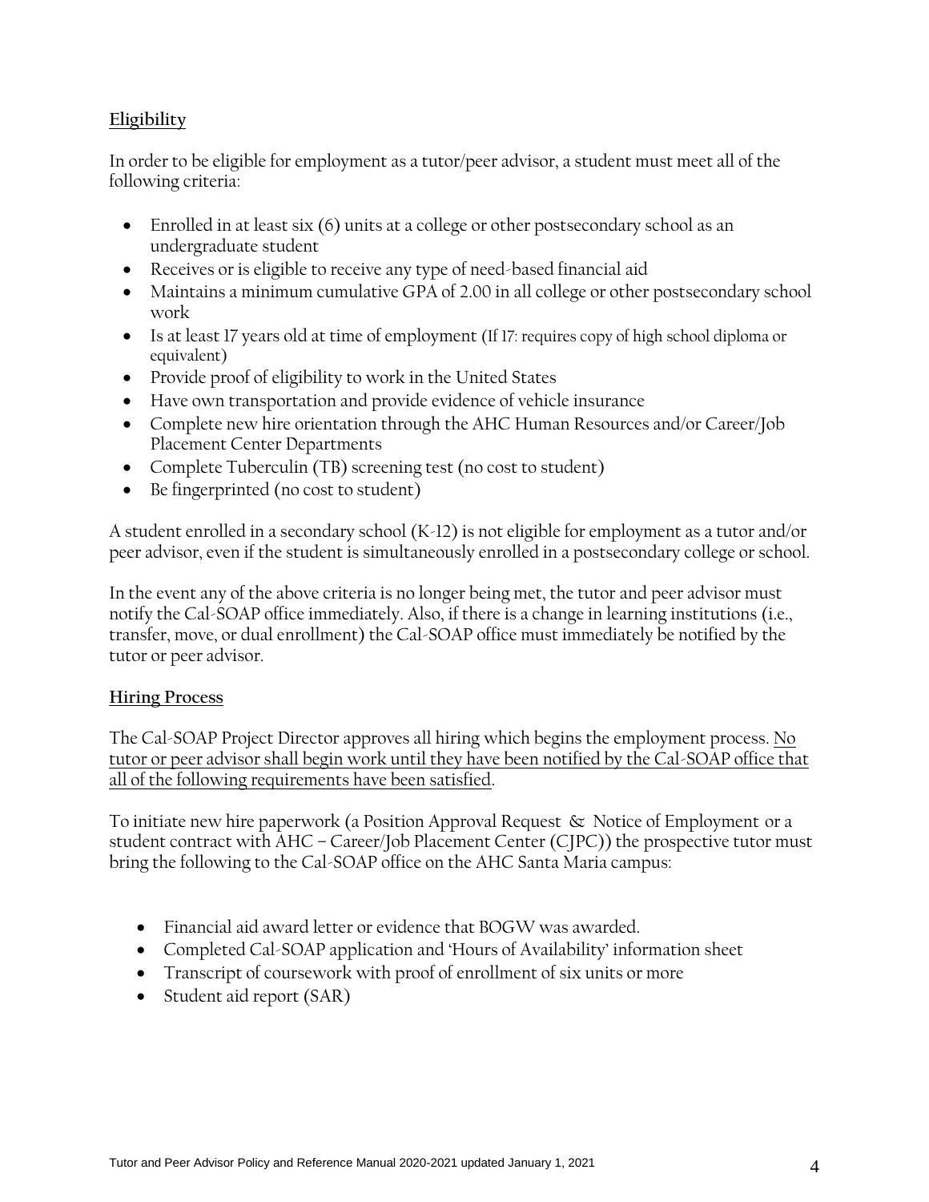## Eligibility

In order to be eligible for employment as a tutor/peer advisor, a student must meet all of the following criteria:

- Enrolled in at least six (6) units at a college or other postsecondary school as an undergraduate student
- Receives or is eligible to receive any type of need-based financial aid
- Maintains a minimum cumulative GPA of 2.00 in all college or other postsecondary school work
- Is at least 17 years old at time of employment (If 17: requires copy of high school diploma or equivalent)
- Provide proof of eligibility to work in the United States
- Have own transportation and provide evidence of vehicle insurance
- Complete new hire orientation through the AHC Human Resources and/or Career/Job Placement Center Departments
- Complete Tuberculin (TB) screening test (no cost to student)
- Be fingerprinted (no cost to student)

A student enrolled in a secondary school (K-12) is not eligible for employment as a tutor and/or peer advisor, even if the student is simultaneously enrolled in a postsecondary college or school.

In the event any of the above criteria is no longer being met, the tutor and peer advisor must notify the Cal-SOAP office immediately. Also, if there is a change in learning institutions (i.e., transfer, move, or dual enrollment) the Cal-SOAP office must immediately be notified by the tutor or peer advisor.

## Hiring Process

The Cal-SOAP Project Director approves all hiring which begins the employment process. <u>No tutor or peer advisor shall begin work until they have been notified by the Cal-SOAP office that all of the following requirements have been satisfied</u>.

To initiate new hire paperwork (a Position Approval Request & Notice of Employment or a student contract with AHC – Career/Job Placement Center (CJPC)) the prospective tutor must bring the following to the Cal-SOAP office on the AHC Santa Maria campus:

- Financial aid award letter or evidence that BOGW was awarded.
- Completed Cal-SOAP application and 'Hours of Availability' information sheet
- Transcript of coursework with proof of enrollment of six units or more
- Student aid report (SAR)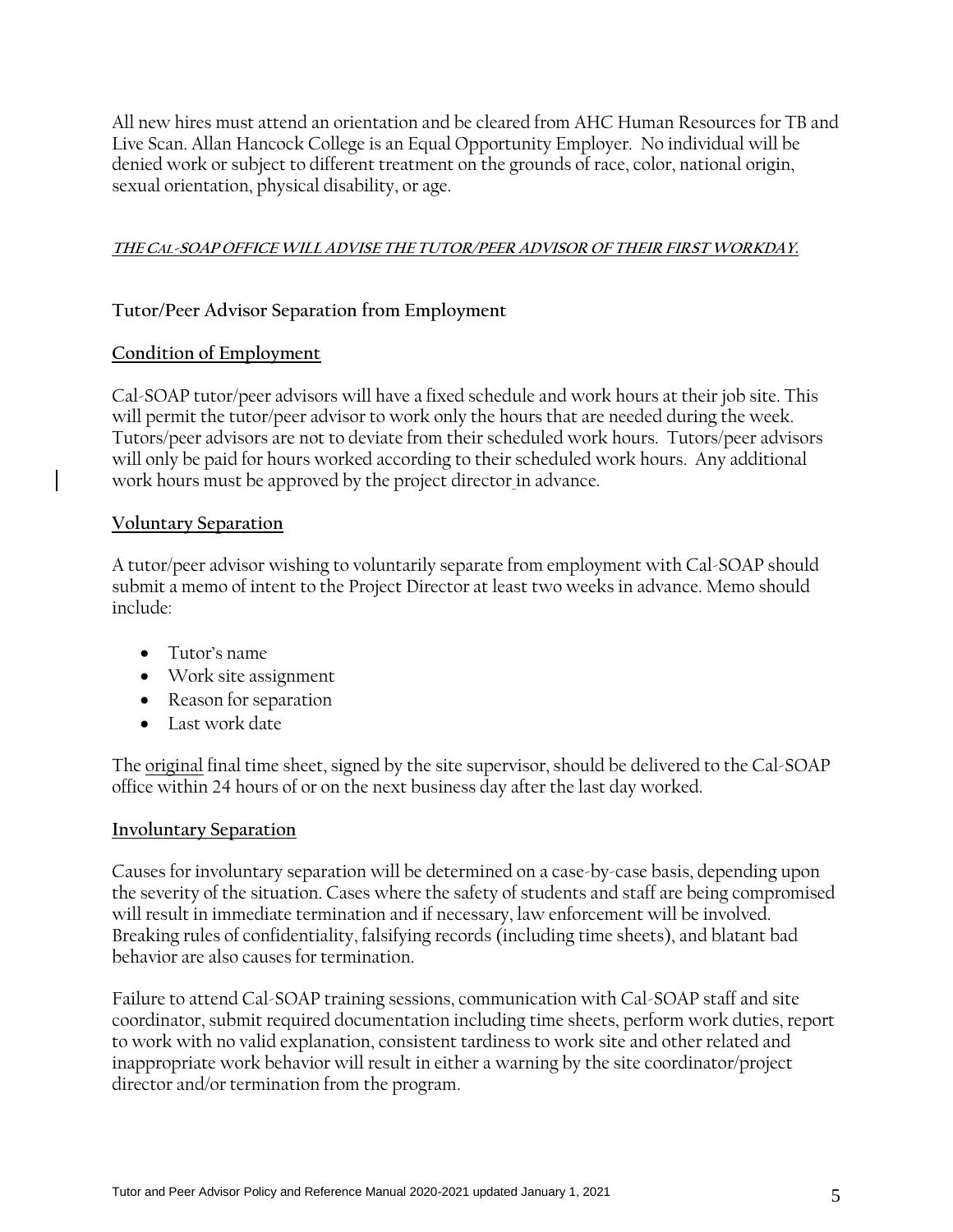All new hires must attend an orientation and be cleared from AHC Human Resources for TB and Live Scan. Allan Hancock College is an Equal Opportunity Employer. No individual will be denied work or subject to different treatment on the grounds of race, color, national origin, sexual orientation, physical disability, or age.

***THE CAL-SOAP OFFICE WILL ADVISE THE TUTOR/PEER ADVISOR OF THEIR FIRST WORKDAY.***

## Tutor/Peer Advisor Separation from Employment

### Condition of Employment

Cal-SOAP tutor/peer advisors will have a fixed schedule and work hours at their job site. This will permit the tutor/peer advisor to work only the hours that are needed during the week. Tutors/peer advisors are not to deviate from their scheduled work hours. Tutors/peer advisors will only be paid for hours worked according to their scheduled work hours. Any additional work hours must be approved by the project director in advance.

### Voluntary Separation

A tutor/peer advisor wishing to voluntarily separate from employment with Cal-SOAP should submit a memo of intent to the Project Director at least two weeks in advance. Memo should include:

- Tutor's name
- Work site assignment
- Reason for separation
- Last work date

The original final time sheet, signed by the site supervisor, should be delivered to the Cal-SOAP office within 24 hours of or on the next business day after the last day worked.

### Involuntary Separation

Causes for involuntary separation will be determined on a case-by-case basis, depending upon the severity of the situation. Cases where the safety of students and staff are being compromised will result in immediate termination and if necessary, law enforcement will be involved. Breaking rules of confidentiality, falsifying records (including time sheets), and blatant bad behavior are also causes for termination.

Failure to attend Cal-SOAP training sessions, communication with Cal-SOAP staff and site coordinator, submit required documentation including time sheets, perform work duties, report to work with no valid explanation, consistent tardiness to work site and other related and inappropriate work behavior will result in either a warning by the site coordinator/project director and/or termination from the program.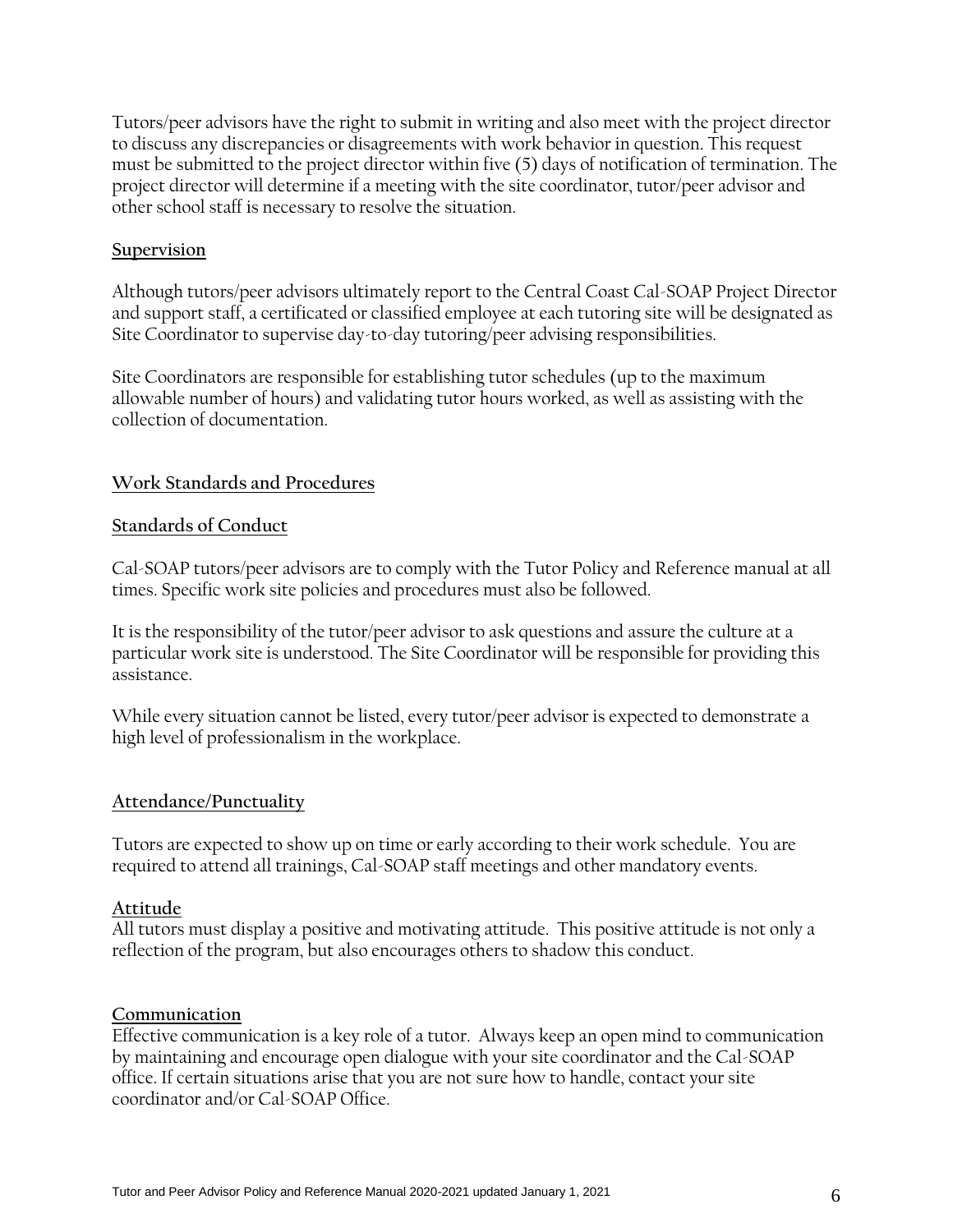Tutors/peer advisors have the right to submit in writing and also meet with the project director to discuss any discrepancies or disagreements with work behavior in question. This request must be submitted to the project director within five (5) days of notification of termination. The project director will determine if a meeting with the site coordinator, tutor/peer advisor and other school staff is necessary to resolve the situation.

## Supervision

Although tutors/peer advisors ultimately report to the Central Coast Cal-SOAP Project Director and support staff, a certificated or classified employee at each tutoring site will be designated as Site Coordinator to supervise day-to-day tutoring/peer advising responsibilities.

Site Coordinators are responsible for establishing tutor schedules (up to the maximum allowable number of hours) and validating tutor hours worked, as well as assisting with the collection of documentation.

## Work Standards and Procedures

### Standards of Conduct

Cal-SOAP tutors/peer advisors are to comply with the Tutor Policy and Reference manual at all times. Specific work site policies and procedures must also be followed.

It is the responsibility of the tutor/peer advisor to ask questions and assure the culture at a particular work site is understood. The Site Coordinator will be responsible for providing this assistance.

While every situation cannot be listed, every tutor/peer advisor is expected to demonstrate a high level of professionalism in the workplace.

### Attendance/Punctuality

Tutors are expected to show up on time or early according to their work schedule. You are required to attend all trainings, Cal-SOAP staff meetings and other mandatory events.

### Attitude

All tutors must display a positive and motivating attitude. This positive attitude is not only a reflection of the program, but also encourages others to shadow this conduct.

### Communication

Effective communication is a key role of a tutor. Always keep an open mind to communication by maintaining and encourage open dialogue with your site coordinator and the Cal-SOAP office. If certain situations arise that you are not sure how to handle, contact your site coordinator and/or Cal-SOAP Office.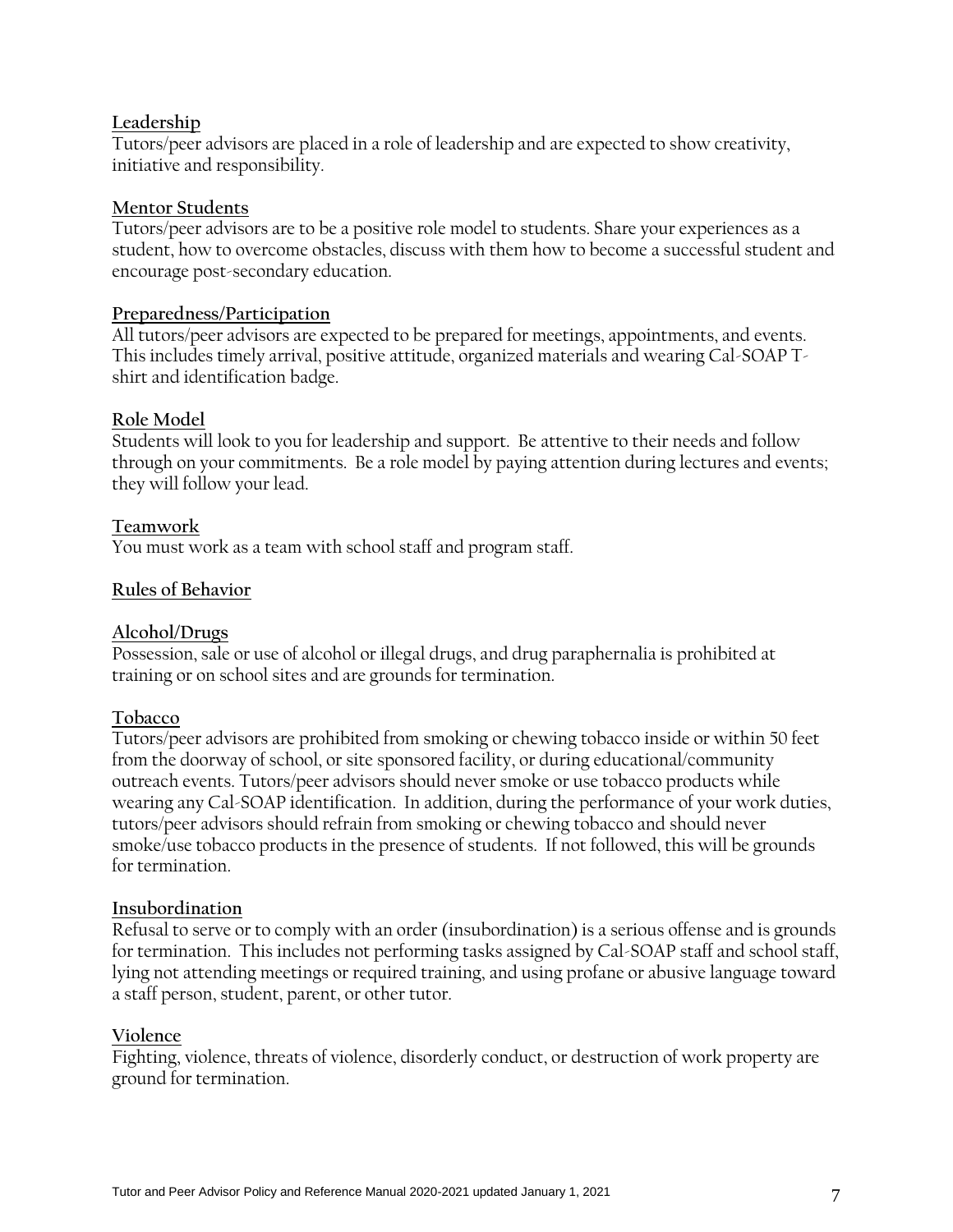### Leadership

Tutors/peer advisors are placed in a role of leadership and are expected to show creativity, initiative and responsibility.

### Mentor Students

Tutors/peer advisors are to be a positive role model to students. Share your experiences as a student, how to overcome obstacles, discuss with them how to become a successful student and encourage post-secondary education.

### Preparedness/Participation

All tutors/peer advisors are expected to be prepared for meetings, appointments, and events. This includes timely arrival, positive attitude, organized materials and wearing Cal-SOAP T-shirt and identification badge.

### Role Model

Students will look to you for leadership and support. Be attentive to their needs and follow through on your commitments. Be a role model by paying attention during lectures and events; they will follow your lead.

### Teamwork

You must work as a team with school staff and program staff.

## Rules of Behavior

### Alcohol/Drugs

Possession, sale or use of alcohol or illegal drugs, and drug paraphernalia is prohibited at training or on school sites and are grounds for termination.

### Tobacco

Tutors/peer advisors are prohibited from smoking or chewing tobacco inside or within 50 feet from the doorway of school, or site sponsored facility, or during educational/community outreach events. Tutors/peer advisors should never smoke or use tobacco products while wearing any Cal-SOAP identification. In addition, during the performance of your work duties, tutors/peer advisors should refrain from smoking or chewing tobacco and should never smoke/use tobacco products in the presence of students. If not followed, this will be grounds for termination.

### Insubordination

Refusal to serve or to comply with an order (insubordination) is a serious offense and is grounds for termination. This includes not performing tasks assigned by Cal-SOAP staff and school staff, lying not attending meetings or required training, and using profane or abusive language toward a staff person, student, parent, or other tutor.

### Violence

Fighting, violence, threats of violence, disorderly conduct, or destruction of work property are ground for termination.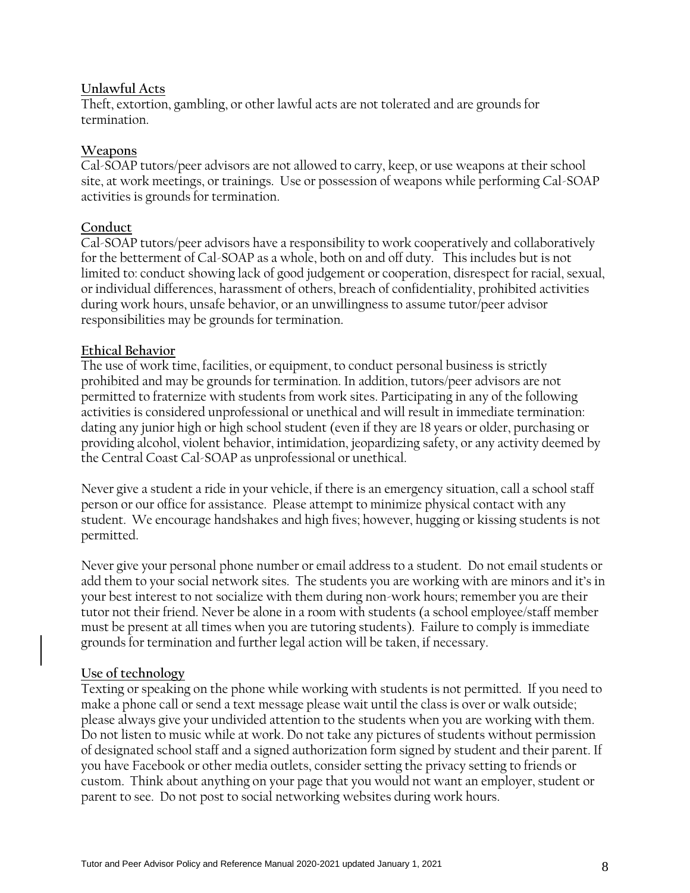**Unlawful Acts**

Theft, extortion, gambling, or other lawful acts are not tolerated and are grounds for termination.

**Weapons**

Cal-SOAP tutors/peer advisors are not allowed to carry, keep, or use weapons at their school site, at work meetings, or trainings. Use or possession of weapons while performing Cal-SOAP activities is grounds for termination.

**Conduct**

Cal-SOAP tutors/peer advisors have a responsibility to work cooperatively and collaboratively for the betterment of Cal-SOAP as a whole, both on and off duty. This includes but is not limited to: conduct showing lack of good judgement or cooperation, disrespect for racial, sexual, or individual differences, harassment of others, breach of confidentiality, prohibited activities during work hours, unsafe behavior, or an unwillingness to assume tutor/peer advisor responsibilities may be grounds for termination.

**Ethical Behavior**

The use of work time, facilities, or equipment, to conduct personal business is strictly prohibited and may be grounds for termination. In addition, tutors/peer advisors are not permitted to fraternize with students from work sites. Participating in any of the following activities is considered unprofessional or unethical and will result in immediate termination: dating any junior high or high school student (even if they are 18 years or older, purchasing or providing alcohol, violent behavior, intimidation, jeopardizing safety, or any activity deemed by the Central Coast Cal-SOAP as unprofessional or unethical.

Never give a student a ride in your vehicle, if there is an emergency situation, call a school staff person or our office for assistance. Please attempt to minimize physical contact with any student. We encourage handshakes and high fives; however, hugging or kissing students is not permitted.

Never give your personal phone number or email address to a student. Do not email students or add them to your social network sites. The students you are working with are minors and it's in your best interest to not socialize with them during non-work hours; remember you are their tutor not their friend. Never be alone in a room with students (a school employee/staff member must be present at all times when you are tutoring students). Failure to comply is immediate grounds for termination and further legal action will be taken, if necessary.

**Use of technology**

Texting or speaking on the phone while working with students is not permitted. If you need to make a phone call or send a text message please wait until the class is over or walk outside; please always give your undivided attention to the students when you are working with them. Do not listen to music while at work. Do not take any pictures of students without permission of designated school staff and a signed authorization form signed by student and their parent. If you have Facebook or other media outlets, consider setting the privacy setting to friends or custom. Think about anything on your page that you would not want an employer, student or parent to see. Do not post to social networking websites during work hours.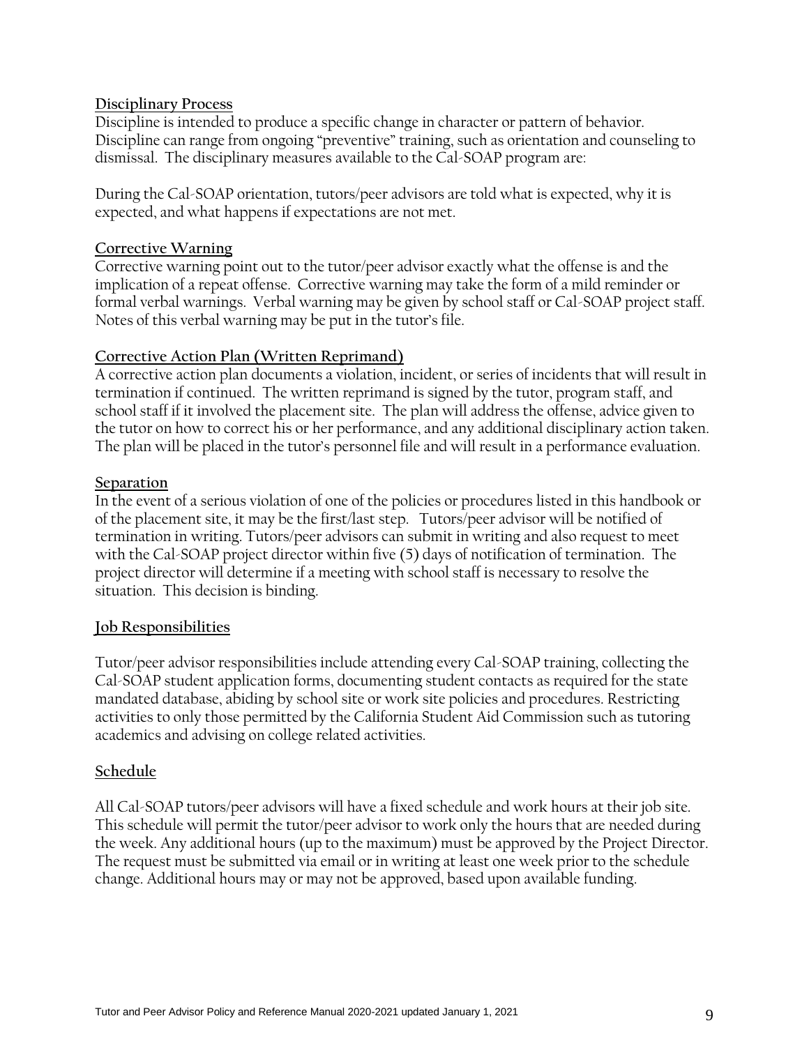## Disciplinary Process

Discipline is intended to produce a specific change in character or pattern of behavior. Discipline can range from ongoing "preventive" training, such as orientation and counseling to dismissal. The disciplinary measures available to the Cal-SOAP program are:

During the Cal-SOAP orientation, tutors/peer advisors are told what is expected, why it is expected, and what happens if expectations are not met.

## Corrective Warning

Corrective warning point out to the tutor/peer advisor exactly what the offense is and the implication of a repeat offense. Corrective warning may take the form of a mild reminder or formal verbal warnings. Verbal warning may be given by school staff or Cal-SOAP project staff. Notes of this verbal warning may be put in the tutor's file.

## Corrective Action Plan (Written Reprimand)

A corrective action plan documents a violation, incident, or series of incidents that will result in termination if continued. The written reprimand is signed by the tutor, program staff, and school staff if it involved the placement site. The plan will address the offense, advice given to the tutor on how to correct his or her performance, and any additional disciplinary action taken. The plan will be placed in the tutor's personnel file and will result in a performance evaluation.

## Separation

In the event of a serious violation of one of the policies or procedures listed in this handbook or of the placement site, it may be the first/last step. Tutors/peer advisor will be notified of termination in writing. Tutors/peer advisors can submit in writing and also request to meet with the Cal-SOAP project director within five (5) days of notification of termination. The project director will determine if a meeting with school staff is necessary to resolve the situation. This decision is binding.

## Job Responsibilities

Tutor/peer advisor responsibilities include attending every Cal-SOAP training, collecting the Cal-SOAP student application forms, documenting student contacts as required for the state mandated database, abiding by school site or work site policies and procedures. Restricting activities to only those permitted by the California Student Aid Commission such as tutoring academics and advising on college related activities.

## Schedule

All Cal-SOAP tutors/peer advisors will have a fixed schedule and work hours at their job site. This schedule will permit the tutor/peer advisor to work only the hours that are needed during the week. Any additional hours (up to the maximum) must be approved by the Project Director. The request must be submitted via email or in writing at least one week prior to the schedule change. Additional hours may or may not be approved, based upon available funding.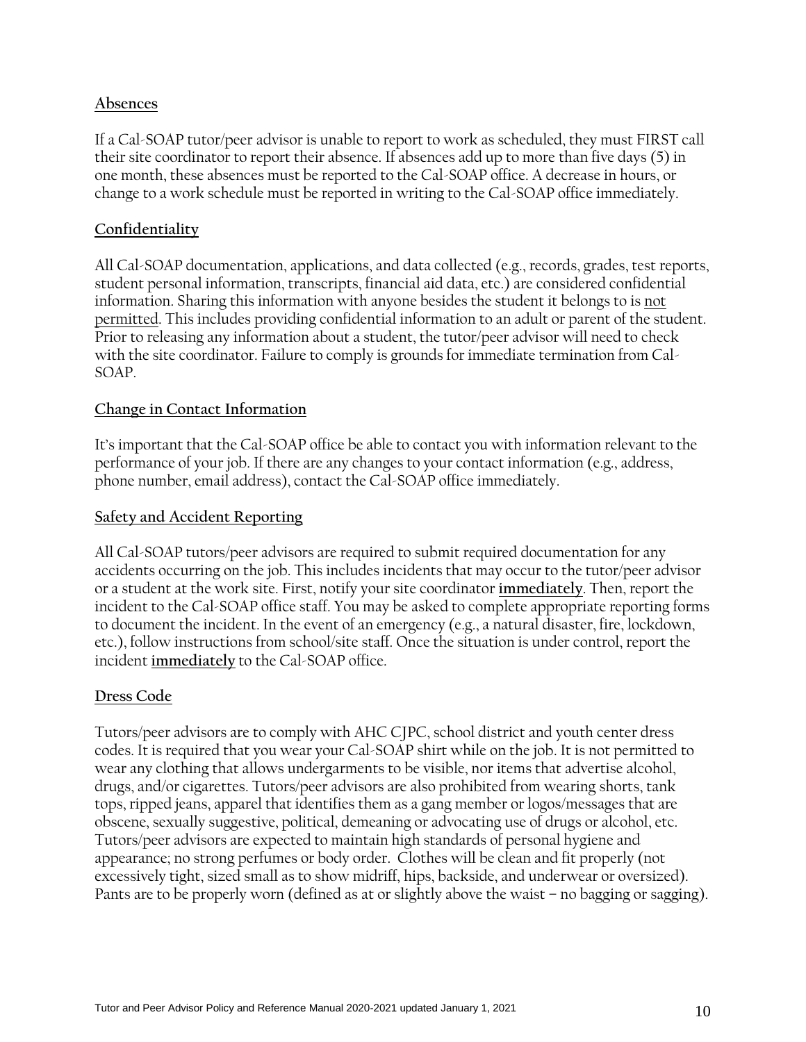## Absences

If a Cal-SOAP tutor/peer advisor is unable to report to work as scheduled, they must FIRST call their site coordinator to report their absence. If absences add up to more than five days (5) in one month, these absences must be reported to the Cal-SOAP office. A decrease in hours, or change to a work schedule must be reported in writing to the Cal-SOAP office immediately.

## Confidentiality

All Cal-SOAP documentation, applications, and data collected (e.g., records, grades, test reports, student personal information, transcripts, financial aid data, etc.) are considered confidential information. Sharing this information with anyone besides the student it belongs to is not permitted. This includes providing confidential information to an adult or parent of the student. Prior to releasing any information about a student, the tutor/peer advisor will need to check with the site coordinator. Failure to comply is grounds for immediate termination from Cal-SOAP.

## Change in Contact Information

It's important that the Cal-SOAP office be able to contact you with information relevant to the performance of your job. If there are any changes to your contact information (e.g., address, phone number, email address), contact the Cal-SOAP office immediately.

## Safety and Accident Reporting

All Cal-SOAP tutors/peer advisors are required to submit required documentation for any accidents occurring on the job. This includes incidents that may occur to the tutor/peer advisor or a student at the work site. First, notify your site coordinator **immediately**. Then, report the incident to the Cal-SOAP office staff. You may be asked to complete appropriate reporting forms to document the incident. In the event of an emergency (e.g., a natural disaster, fire, lockdown, etc.), follow instructions from school/site staff. Once the situation is under control, report the incident **immediately** to the Cal-SOAP office.

## Dress Code

Tutors/peer advisors are to comply with AHC CJPC, school district and youth center dress codes. It is required that you wear your Cal-SOAP shirt while on the job. It is not permitted to wear any clothing that allows undergarments to be visible, nor items that advertise alcohol, drugs, and/or cigarettes. Tutors/peer advisors are also prohibited from wearing shorts, tank tops, ripped jeans, apparel that identifies them as a gang member or logos/messages that are obscene, sexually suggestive, political, demeaning or advocating use of drugs or alcohol, etc. Tutors/peer advisors are expected to maintain high standards of personal hygiene and appearance; no strong perfumes or body order. Clothes will be clean and fit properly (not excessively tight, sized small as to show midriff, hips, backside, and underwear or oversized). Pants are to be properly worn (defined as at or slightly above the waist – no bagging or sagging).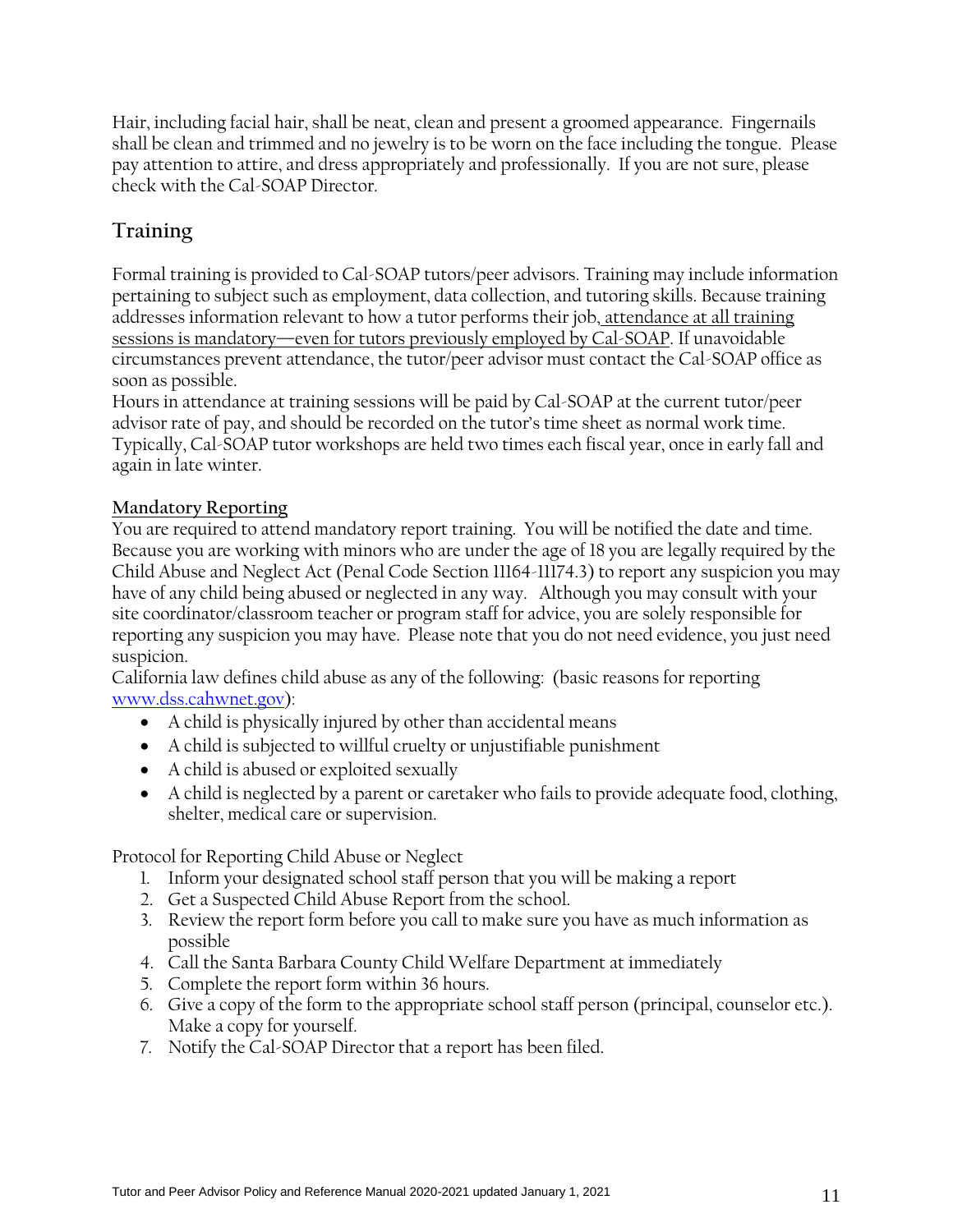Hair, including facial hair, shall be neat, clean and present a groomed appearance. Fingernails shall be clean and trimmed and no jewelry is to be worn on the face including the tongue. Please pay attention to attire, and dress appropriately and professionally. If you are not sure, please check with the Cal-SOAP Director.

## Training

Formal training is provided to Cal-SOAP tutors/peer advisors. Training may include information pertaining to subject such as employment, data collection, and tutoring skills. Because training addresses information relevant to how a tutor performs their job, <u>attendance at all training sessions is mandatory—even for tutors previously employed by Cal-SOAP</u>. If unavoidable circumstances prevent attendance, the tutor/peer advisor must contact the Cal-SOAP office as soon as possible.

Hours in attendance at training sessions will be paid by Cal-SOAP at the current tutor/peer advisor rate of pay, and should be recorded on the tutor's time sheet as normal work time. Typically, Cal-SOAP tutor workshops are held two times each fiscal year, once in early fall and again in late winter.

### Mandatory Reporting

You are required to attend mandatory report training. You will be notified the date and time. Because you are working with minors who are under the age of 18 you are legally required by the Child Abuse and Neglect Act (Penal Code Section 11164-11174.3) to report any suspicion you may have of any child being abused or neglected in any way. Although you may consult with your site coordinator/classroom teacher or program staff for advice, you are solely responsible for reporting any suspicion you may have. Please note that you do not need evidence, you just need suspicion.

California law defines child abuse as any of the following: (basic reasons for reporting www.dss.cahwnet.gov):

- A child is physically injured by other than accidental means
- A child is subjected to willful cruelty or unjustifiable punishment
- A child is abused or exploited sexually
- A child is neglected by a parent or caretaker who fails to provide adequate food, clothing, shelter, medical care or supervision.

Protocol for Reporting Child Abuse or Neglect

1. Inform your designated school staff person that you will be making a report
2. Get a Suspected Child Abuse Report from the school.
3. Review the report form before you call to make sure you have as much information as possible
4. Call the Santa Barbara County Child Welfare Department at immediately
5. Complete the report form within 36 hours.
6. Give a copy of the form to the appropriate school staff person (principal, counselor etc.). Make a copy for yourself.
7. Notify the Cal-SOAP Director that a report has been filed.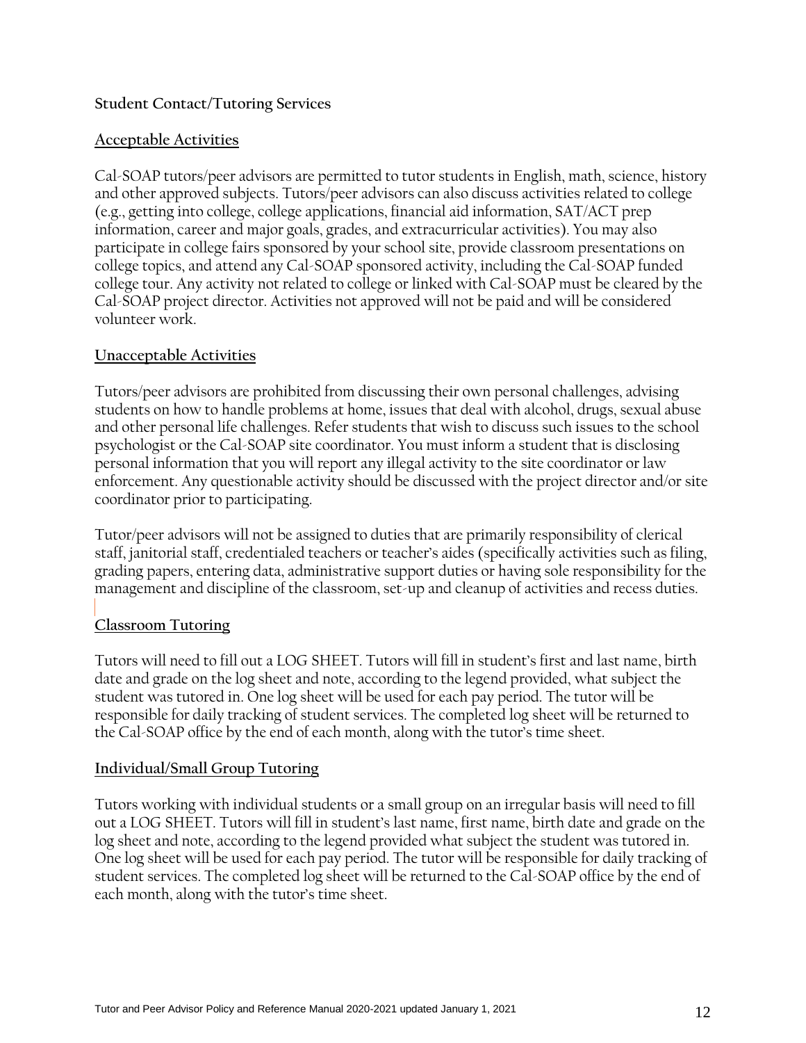**Student Contact/Tutoring Services**

## Acceptable Activities

Cal-SOAP tutors/peer advisors are permitted to tutor students in English, math, science, history and other approved subjects. Tutors/peer advisors can also discuss activities related to college (e.g., getting into college, college applications, financial aid information, SAT/ACT prep information, career and major goals, grades, and extracurricular activities). You may also participate in college fairs sponsored by your school site, provide classroom presentations on college topics, and attend any Cal-SOAP sponsored activity, including the Cal-SOAP funded college tour. Any activity not related to college or linked with Cal-SOAP must be cleared by the Cal-SOAP project director. Activities not approved will not be paid and will be considered volunteer work.

## Unacceptable Activities

Tutors/peer advisors are prohibited from discussing their own personal challenges, advising students on how to handle problems at home, issues that deal with alcohol, drugs, sexual abuse and other personal life challenges. Refer students that wish to discuss such issues to the school psychologist or the Cal-SOAP site coordinator. You must inform a student that is disclosing personal information that you will report any illegal activity to the site coordinator or law enforcement. Any questionable activity should be discussed with the project director and/or site coordinator prior to participating.

Tutor/peer advisors will not be assigned to duties that are primarily responsibility of clerical staff, janitorial staff, credentialed teachers or teacher's aides (specifically activities such as filing, grading papers, entering data, administrative support duties or having sole responsibility for the management and discipline of the classroom, set-up and cleanup of activities and recess duties.

## Classroom Tutoring

Tutors will need to fill out a LOG SHEET. Tutors will fill in student's first and last name, birth date and grade on the log sheet and note, according to the legend provided, what subject the student was tutored in. One log sheet will be used for each pay period. The tutor will be responsible for daily tracking of student services. The completed log sheet will be returned to the Cal-SOAP office by the end of each month, along with the tutor's time sheet.

## Individual/Small Group Tutoring

Tutors working with individual students or a small group on an irregular basis will need to fill out a LOG SHEET. Tutors will fill in student's last name, first name, birth date and grade on the log sheet and note, according to the legend provided what subject the student was tutored in. One log sheet will be used for each pay period. The tutor will be responsible for daily tracking of student services. The completed log sheet will be returned to the Cal-SOAP office by the end of each month, along with the tutor's time sheet.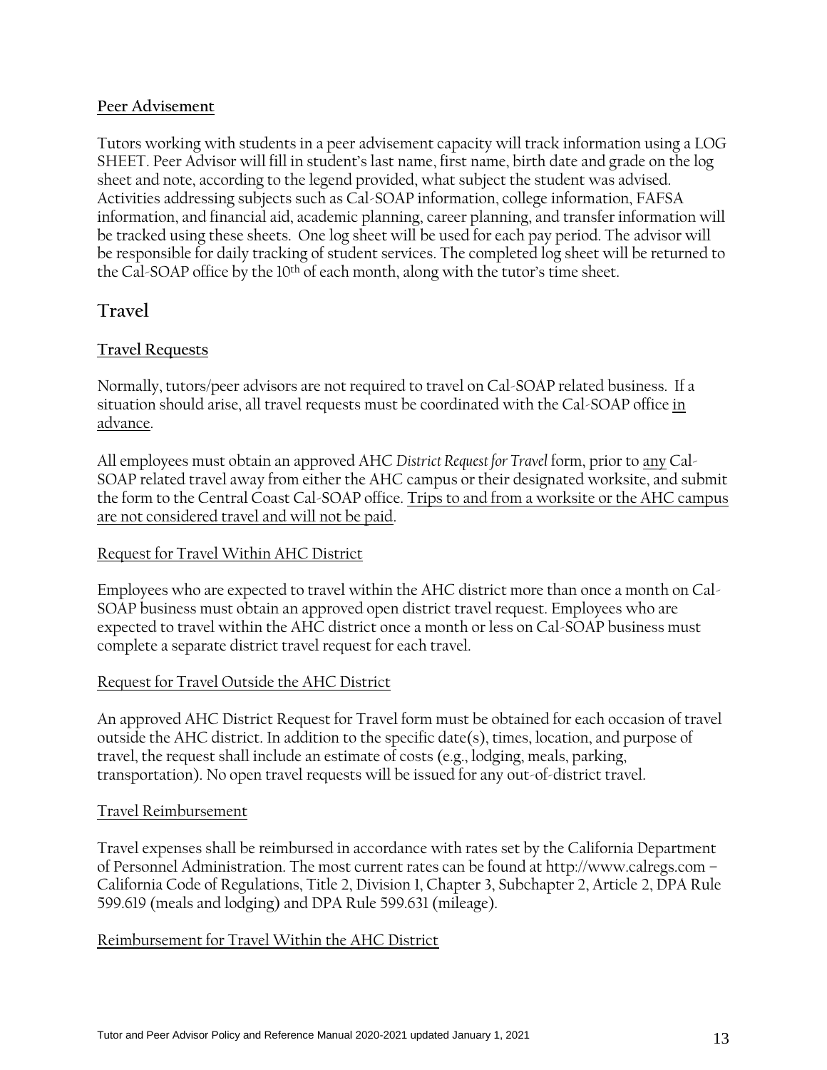### Peer Advisement

Tutors working with students in a peer advisement capacity will track information using a LOG SHEET. Peer Advisor will fill in student's last name, first name, birth date and grade on the log sheet and note, according to the legend provided, what subject the student was advised. Activities addressing subjects such as Cal-SOAP information, college information, FAFSA information, and financial aid, academic planning, career planning, and transfer information will be tracked using these sheets. One log sheet will be used for each pay period. The advisor will be responsible for daily tracking of student services. The completed log sheet will be returned to the Cal-SOAP office by the 10th of each month, along with the tutor's time sheet.

## Travel

### Travel Requests

Normally, tutors/peer advisors are not required to travel on Cal-SOAP related business. If a situation should arise, all travel requests must be coordinated with the Cal-SOAP office <u>in advance</u>.

All employees must obtain an approved AHC *District Request for Travel* form, prior to <u>any</u> Cal-SOAP related travel away from either the AHC campus or their designated worksite, and submit the form to the Central Coast Cal-SOAP office. <u>Trips to and from a worksite or the AHC campus are not considered travel and will not be paid</u>.

#### Request for Travel Within AHC District

Employees who are expected to travel within the AHC district more than once a month on Cal-SOAP business must obtain an approved open district travel request. Employees who are expected to travel within the AHC district once a month or less on Cal-SOAP business must complete a separate district travel request for each travel.

#### Request for Travel Outside the AHC District

An approved AHC District Request for Travel form must be obtained for each occasion of travel outside the AHC district. In addition to the specific date(s), times, location, and purpose of travel, the request shall include an estimate of costs (e.g., lodging, meals, parking, transportation). No open travel requests will be issued for any out-of-district travel.

#### Travel Reimbursement

Travel expenses shall be reimbursed in accordance with rates set by the California Department of Personnel Administration. The most current rates can be found at http://www.calregs.com – California Code of Regulations, Title 2, Division 1, Chapter 3, Subchapter 2, Article 2, DPA Rule 599.619 (meals and lodging) and DPA Rule 599.631 (mileage).

#### Reimbursement for Travel Within the AHC District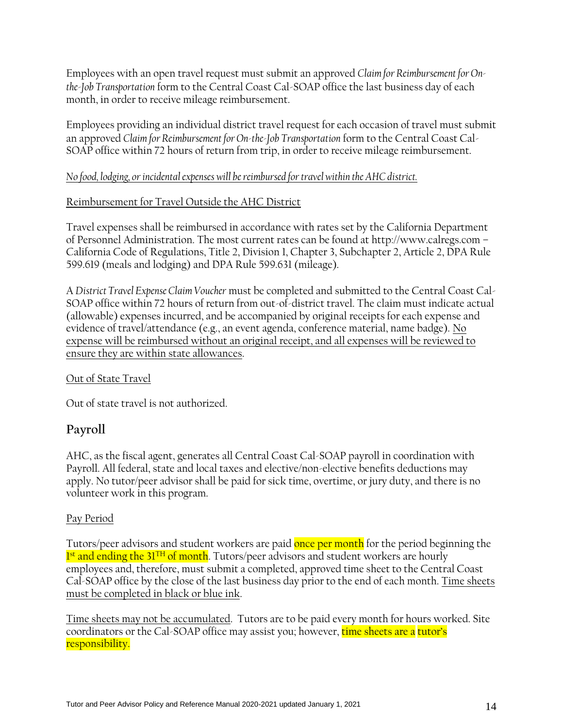Employees with an open travel request must submit an approved *Claim for Reimbursement for On-the-Job Transportation* form to the Central Coast Cal-SOAP office the last business day of each month, in order to receive mileage reimbursement.

Employees providing an individual district travel request for each occasion of travel must submit an approved *Claim for Reimbursement for On-the-Job Transportation* form to the Central Coast Cal-SOAP office within 72 hours of return from trip, in order to receive mileage reimbursement.

*No food, lodging, or incidental expenses will be reimbursed for travel within the AHC district.*

Reimbursement for Travel Outside the AHC District

Travel expenses shall be reimbursed in accordance with rates set by the California Department of Personnel Administration. The most current rates can be found at http://www.calregs.com – California Code of Regulations, Title 2, Division 1, Chapter 3, Subchapter 2, Article 2, DPA Rule 599.619 (meals and lodging) and DPA Rule 599.631 (mileage).

A *District Travel Expense Claim Voucher* must be completed and submitted to the Central Coast Cal-SOAP office within 72 hours of return from out-of-district travel. The claim must indicate actual (allowable) expenses incurred, and be accompanied by original receipts for each expense and evidence of travel/attendance (e.g., an event agenda, conference material, name badge). No expense will be reimbursed without an original receipt, and all expenses will be reviewed to ensure they are within state allowances.

Out of State Travel

Out of state travel is not authorized.

## Payroll

AHC, as the fiscal agent, generates all Central Coast Cal-SOAP payroll in coordination with Payroll. All federal, state and local taxes and elective/non-elective benefits deductions may apply. No tutor/peer advisor shall be paid for sick time, overtime, or jury duty, and there is no volunteer work in this program.

Pay Period

Tutors/peer advisors and student workers are paid once per month for the period beginning the 1st and ending the 31TH of month. Tutors/peer advisors and student workers are hourly employees and, therefore, must submit a completed, approved time sheet to the Central Coast Cal-SOAP office by the close of the last business day prior to the end of each month. Time sheets must be completed in black or blue ink.

Time sheets may not be accumulated. Tutors are to be paid every month for hours worked. Site coordinators or the Cal-SOAP office may assist you; however, time sheets are a tutor's responsibility.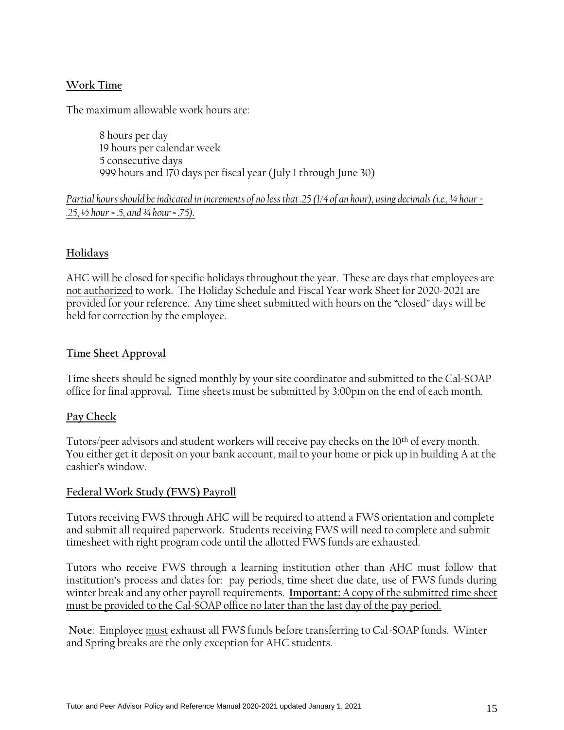## Work Time

The maximum allowable work hours are:

8 hours per day
19 hours per calendar week
5 consecutive days
999 hours and 170 days per fiscal year (July 1 through June 30)

*Partial hours should be indicated in increments of no less that .25 (1/4 of an hour), using decimals (i.e., ¼ hour = .25, ½ hour = .5, and ¾ hour = .75).*

## Holidays

AHC will be closed for specific holidays throughout the year. These are days that employees are not authorized to work. The Holiday Schedule and Fiscal Year work Sheet for 2020-2021 are provided for your reference. Any time sheet submitted with hours on the "closed" days will be held for correction by the employee.

## Time Sheet Approval

Time sheets should be signed monthly by your site coordinator and submitted to the Cal-SOAP office for final approval. Time sheets must be submitted by 3:00pm on the end of each month.

## Pay Check

Tutors/peer advisors and student workers will receive pay checks on the 10th of every month. You either get it deposit on your bank account, mail to your home or pick up in building A at the cashier's window.

## Federal Work Study (FWS) Payroll

Tutors receiving FWS through AHC will be required to attend a FWS orientation and complete and submit all required paperwork. Students receiving FWS will need to complete and submit timesheet with right program code until the allotted FWS funds are exhausted.

Tutors who receive FWS through a learning institution other than AHC must follow that institution's process and dates for: pay periods, time sheet due date, use of FWS funds during winter break and any other payroll requirements. **Important:** A copy of the submitted time sheet must be provided to the Cal-SOAP office no later than the last day of the pay period.

**Note**: Employee must exhaust all FWS funds before transferring to Cal-SOAP funds. Winter and Spring breaks are the only exception for AHC students.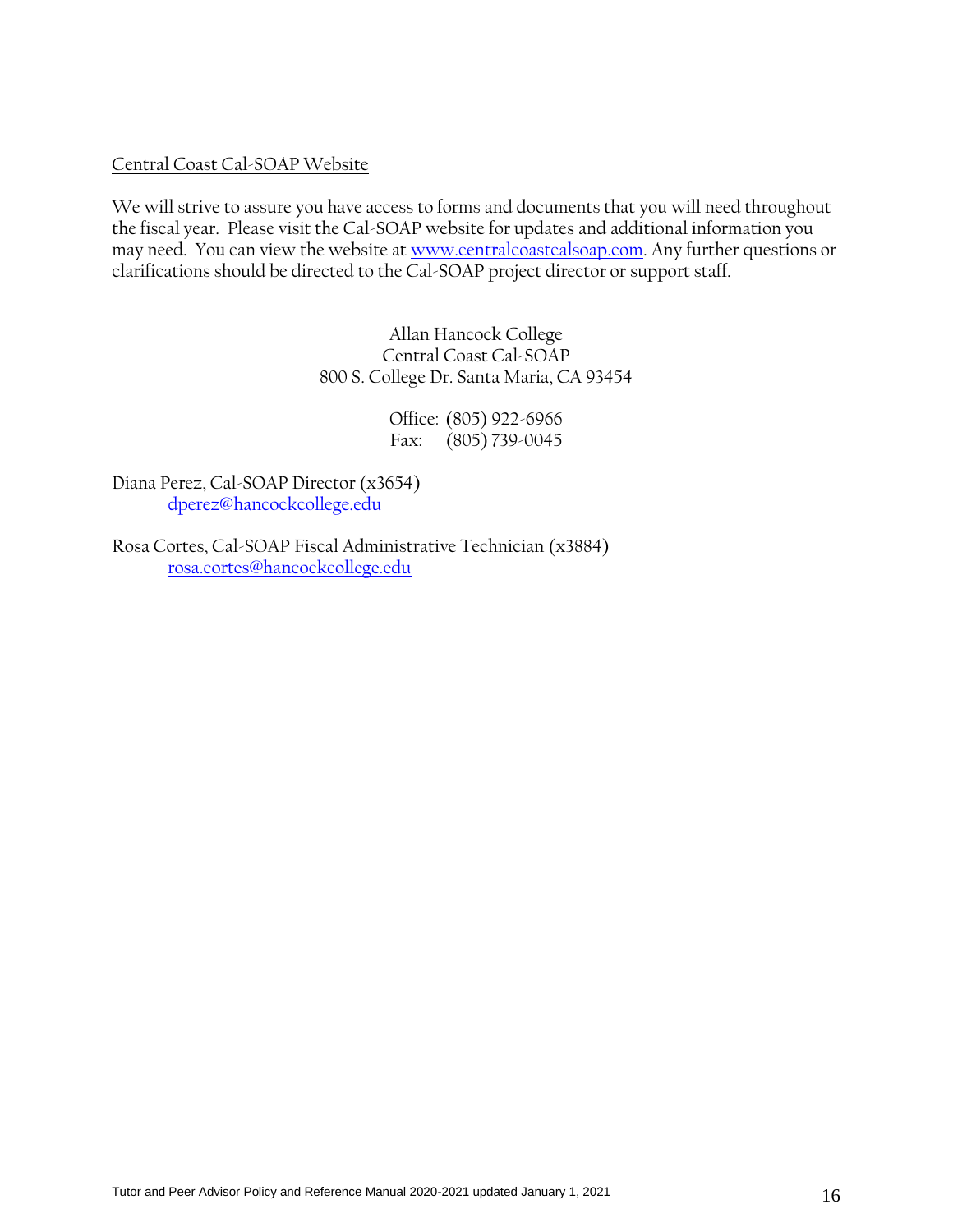## Central Coast Cal-SOAP Website

We will strive to assure you have access to forms and documents that you will need throughout the fiscal year. Please visit the Cal-SOAP website for updates and additional information you may need. You can view the website at [www.centralcoastcalsoap.com](http://www.centralcoastcalsoap.com). Any further questions or clarifications should be directed to the Cal-SOAP project director or support staff.

Allan Hancock College
Central Coast Cal-SOAP
800 S. College Dr. Santa Maria, CA 93454

Office: (805) 922-6966
Fax: (805) 739-0045

Diana Perez, Cal-SOAP Director (x3654)
[dperez@hancockcollege.edu](mailto:dperez@hancockcollege.edu)

Rosa Cortes, Cal-SOAP Fiscal Administrative Technician (x3884)
[rosa.cortes@hancockcollege.edu](mailto:rosa.cortes@hancockcollege.edu)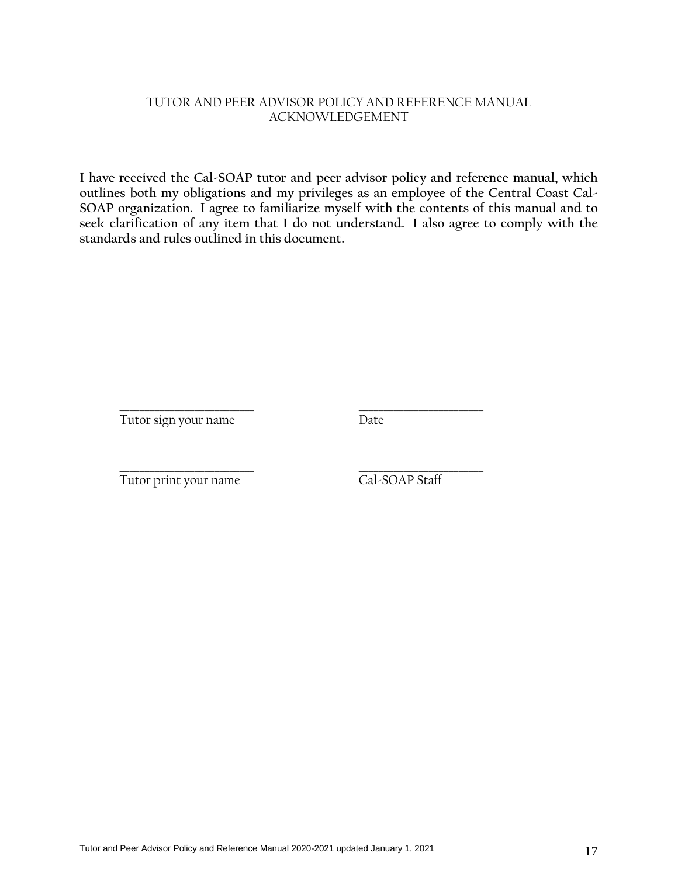# TUTOR AND PEER ADVISOR POLICY AND REFERENCE MANUAL ACKNOWLEDGEMENT

**I have received the Cal-SOAP tutor and peer advisor policy and reference manual, which outlines both my obligations and my privileges as an employee of the Central Coast Cal-SOAP organization. I agree to familiarize myself with the contents of this manual and to seek clarification of any item that I do not understand. I also agree to comply with the standards and rules outlined in this document.**

| | |
|---|---|
| ______________________ | ____________________ |
| Tutor sign your name | Date |
| ______________________ | ____________________ |
| Tutor print your name | Cal-SOAP Staff |